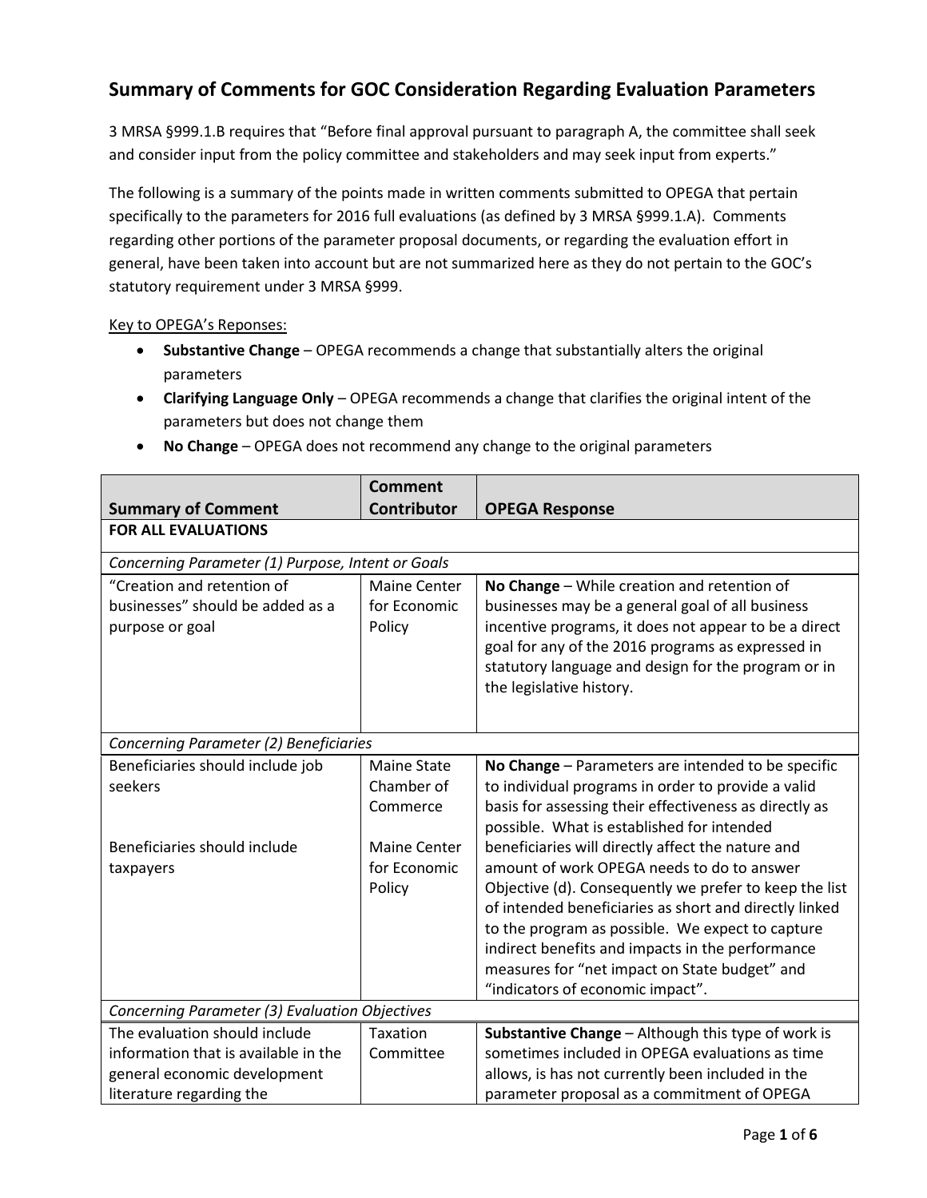## Summary of Comments for GOC Consideration Regarding Evaluation Parameters

3 MRSA §999.1.B requires that "Before final approval pursuant to paragraph A, the committee shall seek and consider input from the policy committee and stakeholders and may seek input from experts."

The following is a summary of the points made in written comments submitted to OPEGA that pertain specifically to the parameters for 2016 full evaluations (as defined by 3 MRSA §999.1.A). Comments regarding other portions of the parameter proposal documents, or regarding the evaluation effort in general, have been taken into account but are not summarized here as they do not pertain to the GOC's statutory requirement under 3 MRSA §999.

Key to OPEGA's Reponses:

- **Substantive Change** – OPEGA recommends a change that substantially alters the original parameters
- **Clarifying Language Only** – OPEGA recommends a change that clarifies the original intent of the parameters but does not change them
- **No Change** – OPEGA does not recommend any change to the original parameters

| Summary of Comment | Comment Contributor | OPEGA Response |
|---|---|---|
| **FOR ALL EVALUATIONS** | | |
| *Concerning Parameter (1) Purpose, Intent or Goals* | | |
| "Creation and retention of businesses" should be added as a purpose or goal | Maine Center for Economic Policy | **No Change** – While creation and retention of businesses may be a general goal of all business incentive programs, it does not appear to be a direct goal for any of the 2016 programs as expressed in statutory language and design for the program or in the legislative history. |
| *Concerning Parameter (2) Beneficiaries* | | |
| Beneficiaries should include job seekers<br><br>Beneficiaries should include taxpayers | Maine State Chamber of Commerce<br><br>Maine Center for Economic Policy | **No Change** – Parameters are intended to be specific to individual programs in order to provide a valid basis for assessing their effectiveness as directly as possible. What is established for intended beneficiaries will directly affect the nature and amount of work OPEGA needs to do to answer Objective (d). Consequently we prefer to keep the list of intended beneficiaries as short and directly linked to the program as possible. We expect to capture indirect benefits and impacts in the performance measures for "net impact on State budget" and "indicators of economic impact". |
| *Concerning Parameter (3) Evaluation Objectives* | | |
| The evaluation should include information that is available in the general economic development literature regarding the | Taxation Committee | **Substantive Change** – Although this type of work is sometimes included in OPEGA evaluations as time allows, is has not currently been included in the parameter proposal as a commitment of OPEGA |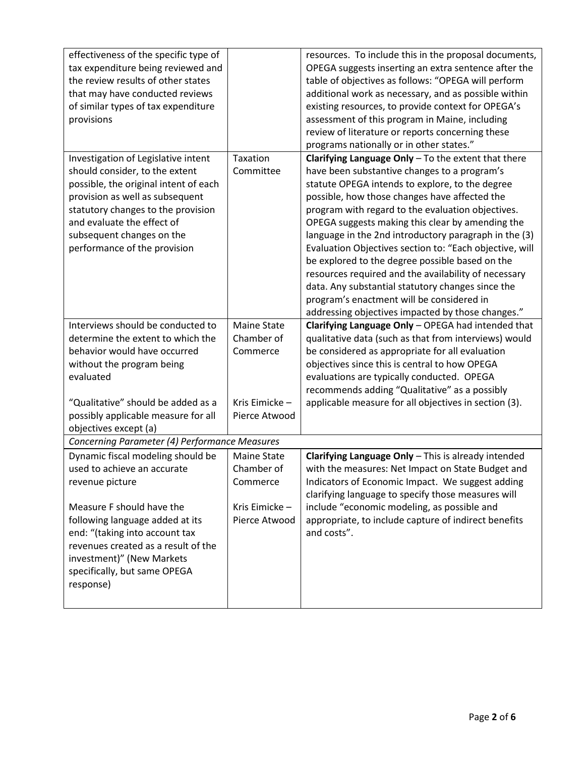| | | |
|---|---|---|
| effectiveness of the specific type of tax expenditure being reviewed and the review results of other states that may have conducted reviews of similar types of tax expenditure provisions | | resources. To include this in the proposal documents, OPEGA suggests inserting an extra sentence after the table of objectives as follows: "OPEGA will perform additional work as necessary, and as possible within existing resources, to provide context for OPEGA's assessment of this program in Maine, including review of literature or reports concerning these programs nationally or in other states." |
| Investigation of Legislative intent should consider, to the extent possible, the original intent of each provision as well as subsequent statutory changes to the provision and evaluate the effect of subsequent changes on the performance of the provision | Taxation Committee | **Clarifying Language Only** – To the extent that there have been substantive changes to a program's statute OPEGA intends to explore, to the degree possible, how those changes have affected the program with regard to the evaluation objectives. OPEGA suggests making this clear by amending the language in the 2nd introductory paragraph in the (3) Evaluation Objectives section to: "Each objective, will be explored to the degree possible based on the resources required and the availability of necessary data. Any substantial statutory changes since the program's enactment will be considered in addressing objectives impacted by those changes." |
| Interviews should be conducted to determine the extent to which the behavior would have occurred without the program being evaluated<br><br>"Qualitative" should be added as a possibly applicable measure for all objectives except (a) | Maine State Chamber of Commerce<br><br>Kris Eimicke – Pierce Atwood | **Clarifying Language Only** – OPEGA had intended that qualitative data (such as that from interviews) would be considered as appropriate for all evaluation objectives since this is central to how OPEGA evaluations are typically conducted. OPEGA recommends adding "Qualitative" as a possibly applicable measure for all objectives in section (3). |
| *Concerning Parameter (4) Performance Measures* | | |
| Dynamic fiscal modeling should be used to achieve an accurate revenue picture<br><br>Measure F should have the following language added at its end: "(taking into account tax revenues created as a result of the investment)" (New Markets specifically, but same OPEGA response) | Maine State Chamber of Commerce<br><br>Kris Eimicke – Pierce Atwood | **Clarifying Language Only** – This is already intended with the measures: Net Impact on State Budget and Indicators of Economic Impact. We suggest adding clarifying language to specify those measures will include "economic modeling, as possible and appropriate, to include capture of indirect benefits and costs". |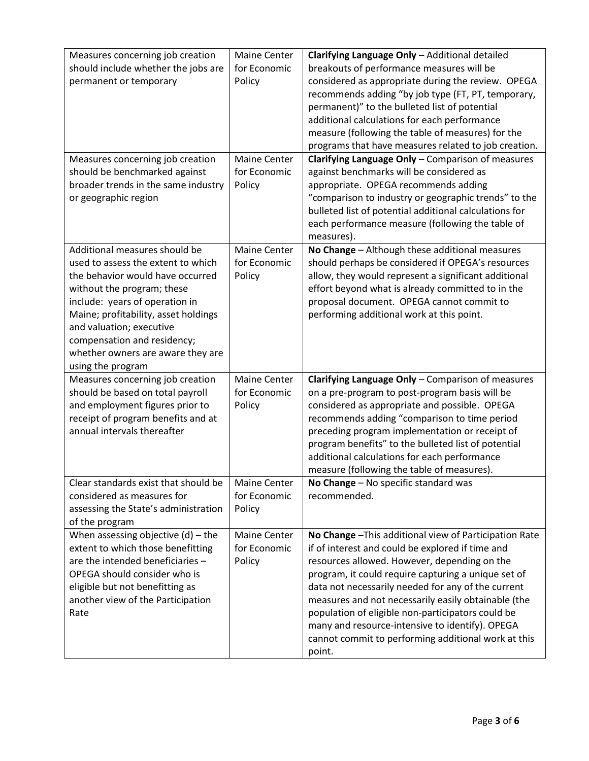| | | |
|---|---|---|
| Measures concerning job creation should include whether the jobs are permanent or temporary | Maine Center for Economic Policy | **Clarifying Language Only** – Additional detailed breakouts of performance measures will be considered as appropriate during the review. OPEGA recommends adding "by job type (FT, PT, temporary, permanent)" to the bulleted list of potential additional calculations for each performance measure (following the table of measures) for the programs that have measures related to job creation. |
| Measures concerning job creation should be benchmarked against broader trends in the same industry or geographic region | Maine Center for Economic Policy | **Clarifying Language Only** – Comparison of measures against benchmarks will be considered as appropriate. OPEGA recommends adding "comparison to industry or geographic trends" to the bulleted list of potential additional calculations for each performance measure (following the table of measures). |
| Additional measures should be used to assess the extent to which the behavior would have occurred without the program; these include: years of operation in Maine; profitability, asset holdings and valuation; executive compensation and residency; whether owners are aware they are using the program | Maine Center for Economic Policy | **No Change** – Although these additional measures should perhaps be considered if OPEGA's resources allow, they would represent a significant additional effort beyond what is already committed to in the proposal document. OPEGA cannot commit to performing additional work at this point. |
| Measures concerning job creation should be based on total payroll and employment figures prior to receipt of program benefits and at annual intervals thereafter | Maine Center for Economic Policy | **Clarifying Language Only** – Comparison of measures on a pre-program to post-program basis will be considered as appropriate and possible. OPEGA recommends adding "comparison to time period preceding program implementation or receipt of program benefits" to the bulleted list of potential additional calculations for each performance measure (following the table of measures). |
| Clear standards exist that should be considered as measures for assessing the State's administration of the program | Maine Center for Economic Policy | **No Change** – No specific standard was recommended. |
| When assessing objective (d) – the extent to which those benefitting are the intended beneficiaries – OPEGA should consider who is eligible but not benefitting as another view of the Participation Rate | Maine Center for Economic Policy | **No Change** –This additional view of Participation Rate if of interest and could be explored if time and resources allowed. However, depending on the program, it could require capturing a unique set of data not necessarily needed for any of the current measures and not necessarily easily obtainable (the population of eligible non-participators could be many and resource-intensive to identify). OPEGA cannot commit to performing additional work at this point. |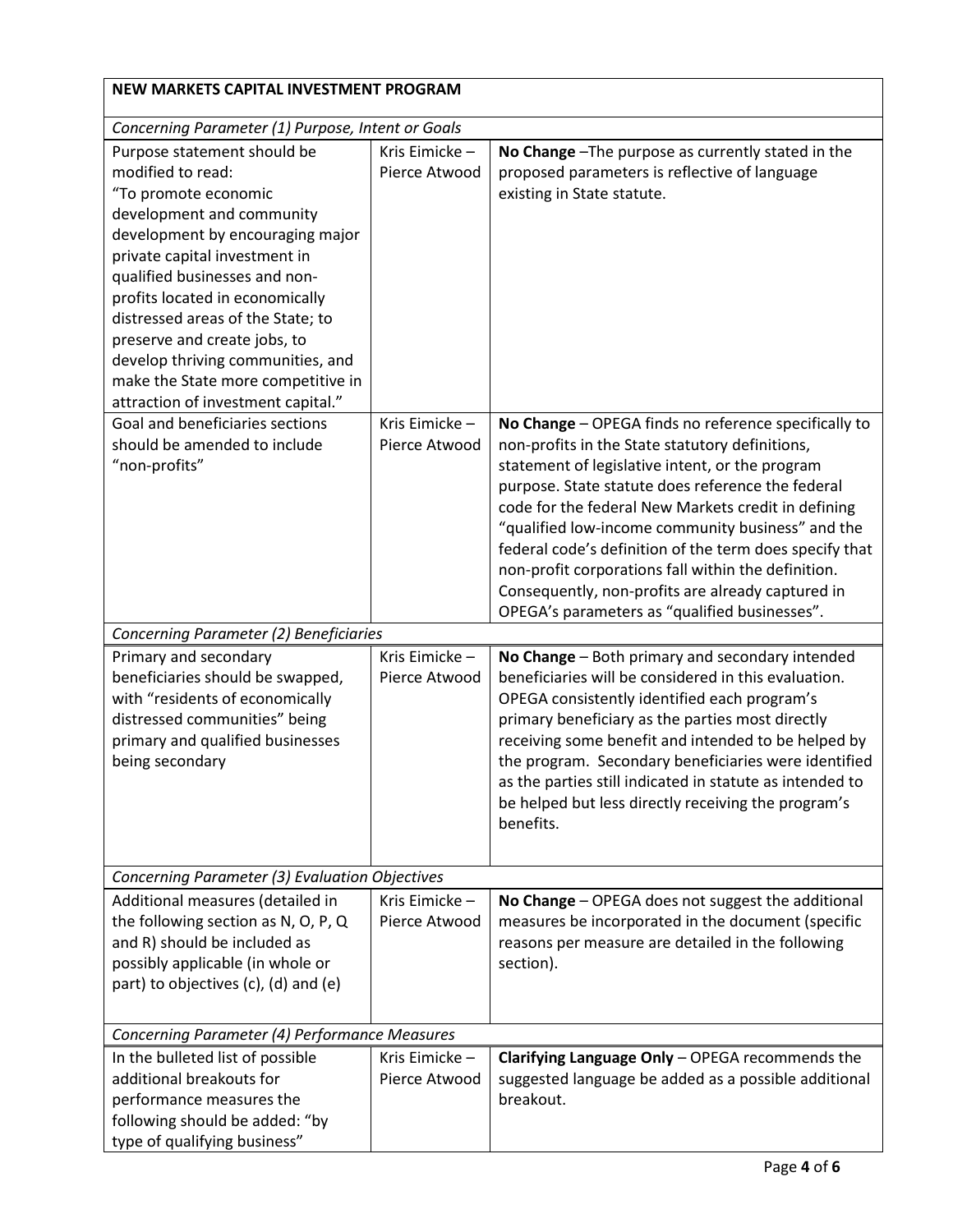| NEW MARKETS CAPITAL INVESTMENT PROGRAM | | |
|---|---|---|
| *Concerning Parameter (1) Purpose, Intent or Goals* | | |
| Purpose statement should be modified to read: "To promote economic development and community development by encouraging major private capital investment in qualified businesses and non-profits located in economically distressed areas of the State; to preserve and create jobs, to develop thriving communities, and make the State more competitive in attraction of investment capital." | Kris Eimicke – Pierce Atwood | **No Change** –The purpose as currently stated in the proposed parameters is reflective of language existing in State statute. |
| Goal and beneficiaries sections should be amended to include "non-profits" | Kris Eimicke – Pierce Atwood | **No Change** – OPEGA finds no reference specifically to non-profits in the State statutory definitions, statement of legislative intent, or the program purpose. State statute does reference the federal code for the federal New Markets credit in defining "qualified low-income community business" and the federal code's definition of the term does specify that non-profit corporations fall within the definition. Consequently, non-profits are already captured in OPEGA's parameters as "qualified businesses". |
| *Concerning Parameter (2) Beneficiaries* | | |
| Primary and secondary beneficiaries should be swapped, with "residents of economically distressed communities" being primary and qualified businesses being secondary | Kris Eimicke – Pierce Atwood | **No Change** – Both primary and secondary intended beneficiaries will be considered in this evaluation. OPEGA consistently identified each program's primary beneficiary as the parties most directly receiving some benefit and intended to be helped by the program. Secondary beneficiaries were identified as the parties still indicated in statute as intended to be helped but less directly receiving the program's benefits. |
| *Concerning Parameter (3) Evaluation Objectives* | | |
| Additional measures (detailed in the following section as N, O, P, Q and R) should be included as possibly applicable (in whole or part) to objectives (c), (d) and (e) | Kris Eimicke – Pierce Atwood | **No Change** – OPEGA does not suggest the additional measures be incorporated in the document (specific reasons per measure are detailed in the following section). |
| *Concerning Parameter (4) Performance Measures* | | |
| In the bulleted list of possible additional breakouts for performance measures the following should be added: "by type of qualifying business" | Kris Eimicke – Pierce Atwood | **Clarifying Language Only** – OPEGA recommends the suggested language be added as a possible additional breakout. |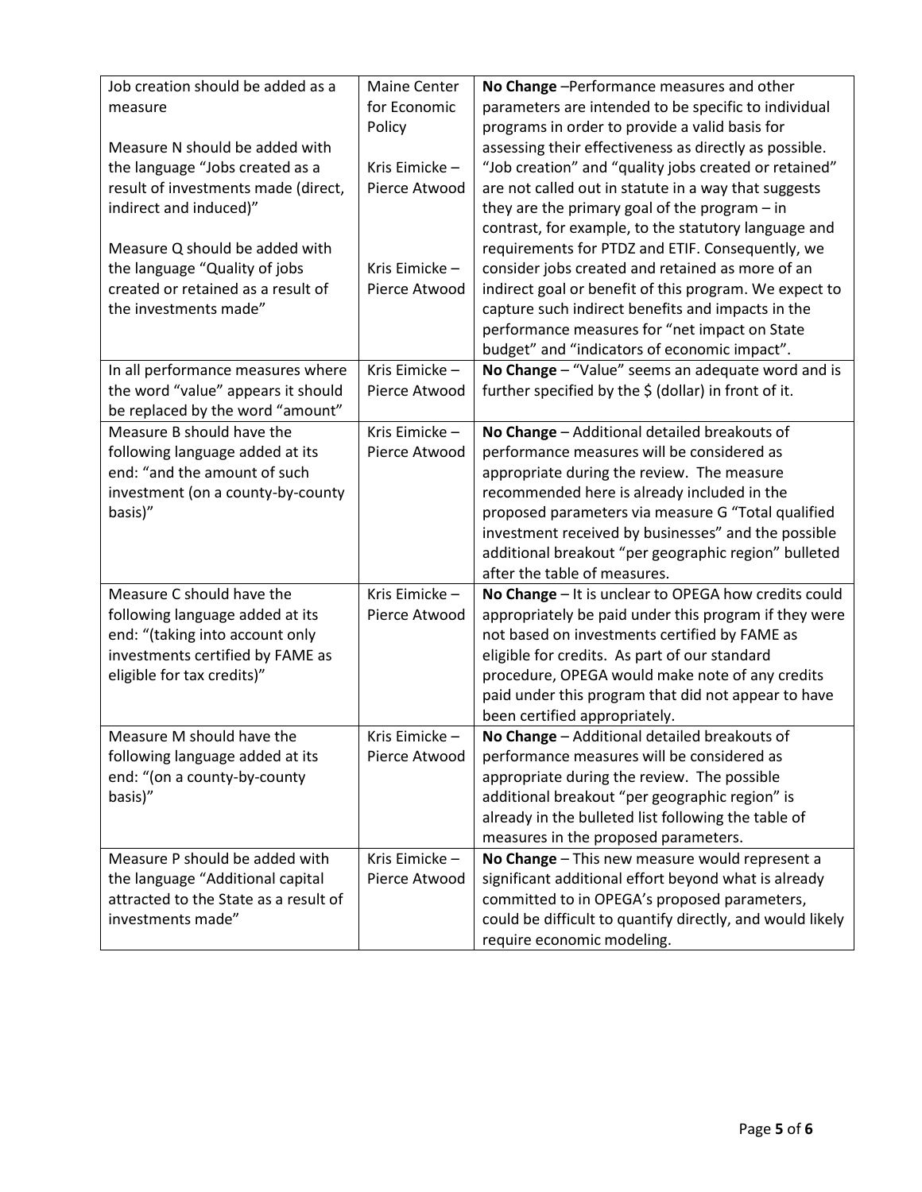| | | |
|---|---|---|
| Job creation should be added as a measure<br><br>Measure N should be added with the language "Jobs created as a result of investments made (direct, indirect and induced)"<br><br>Measure Q should be added with the language "Quality of jobs created or retained as a result of the investments made" | Maine Center for Economic Policy<br><br>Kris Eimicke – Pierce Atwood<br><br><br>Kris Eimicke – Pierce Atwood | **No Change** –Performance measures and other parameters are intended to be specific to individual programs in order to provide a valid basis for assessing their effectiveness as directly as possible. "Job creation" and "quality jobs created or retained" are not called out in statute in a way that suggests they are the primary goal of the program – in contrast, for example, to the statutory language and requirements for PTDZ and ETIF. Consequently, we consider jobs created and retained as more of an indirect goal or benefit of this program. We expect to capture such indirect benefits and impacts in the performance measures for "net impact on State budget" and "indicators of economic impact". |
| In all performance measures where the word "value" appears it should be replaced by the word "amount" | Kris Eimicke – Pierce Atwood | **No Change** – "Value" seems an adequate word and is further specified by the $ (dollar) in front of it. |
| Measure B should have the following language added at its end: "and the amount of such investment (on a county-by-county basis)" | Kris Eimicke – Pierce Atwood | **No Change** – Additional detailed breakouts of performance measures will be considered as appropriate during the review. The measure recommended here is already included in the proposed parameters via measure G "Total qualified investment received by businesses" and the possible additional breakout "per geographic region" bulleted after the table of measures. |
| Measure C should have the following language added at its end: "(taking into account only investments certified by FAME as eligible for tax credits)" | Kris Eimicke – Pierce Atwood | **No Change** – It is unclear to OPEGA how credits could appropriately be paid under this program if they were not based on investments certified by FAME as eligible for credits. As part of our standard procedure, OPEGA would make note of any credits paid under this program that did not appear to have been certified appropriately. |
| Measure M should have the following language added at its end: "(on a county-by-county basis)" | Kris Eimicke – Pierce Atwood | **No Change** – Additional detailed breakouts of performance measures will be considered as appropriate during the review. The possible additional breakout "per geographic region" is already in the bulleted list following the table of measures in the proposed parameters. |
| Measure P should be added with the language "Additional capital attracted to the State as a result of investments made" | Kris Eimicke – Pierce Atwood | **No Change** – This new measure would represent a significant additional effort beyond what is already committed to in OPEGA's proposed parameters, could be difficult to quantify directly, and would likely require economic modeling. |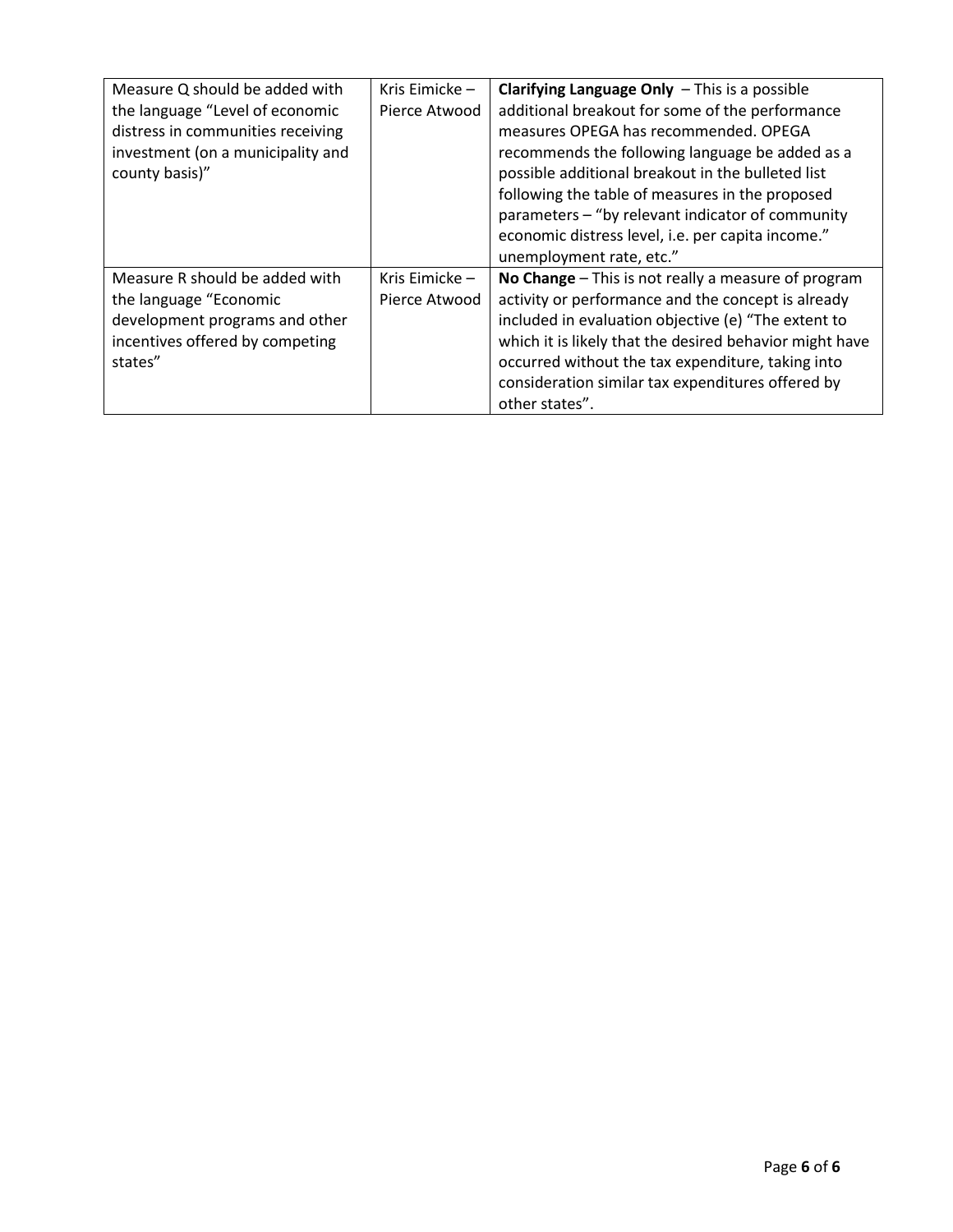| | | |
|---|---|---|
| Measure Q should be added with the language "Level of economic distress in communities receiving investment (on a municipality and county basis)" | Kris Eimicke – Pierce Atwood | **Clarifying Language Only** – This is a possible additional breakout for some of the performance measures OPEGA has recommended. OPEGA recommends the following language be added as a possible additional breakout in the bulleted list following the table of measures in the proposed parameters – "by relevant indicator of community economic distress level, i.e. per capita income." unemployment rate, etc." |
| Measure R should be added with the language "Economic development programs and other incentives offered by competing states" | Kris Eimicke – Pierce Atwood | **No Change** – This is not really a measure of program activity or performance and the concept is already included in evaluation objective (e) "The extent to which it is likely that the desired behavior might have occurred without the tax expenditure, taking into consideration similar tax expenditures offered by other states". |